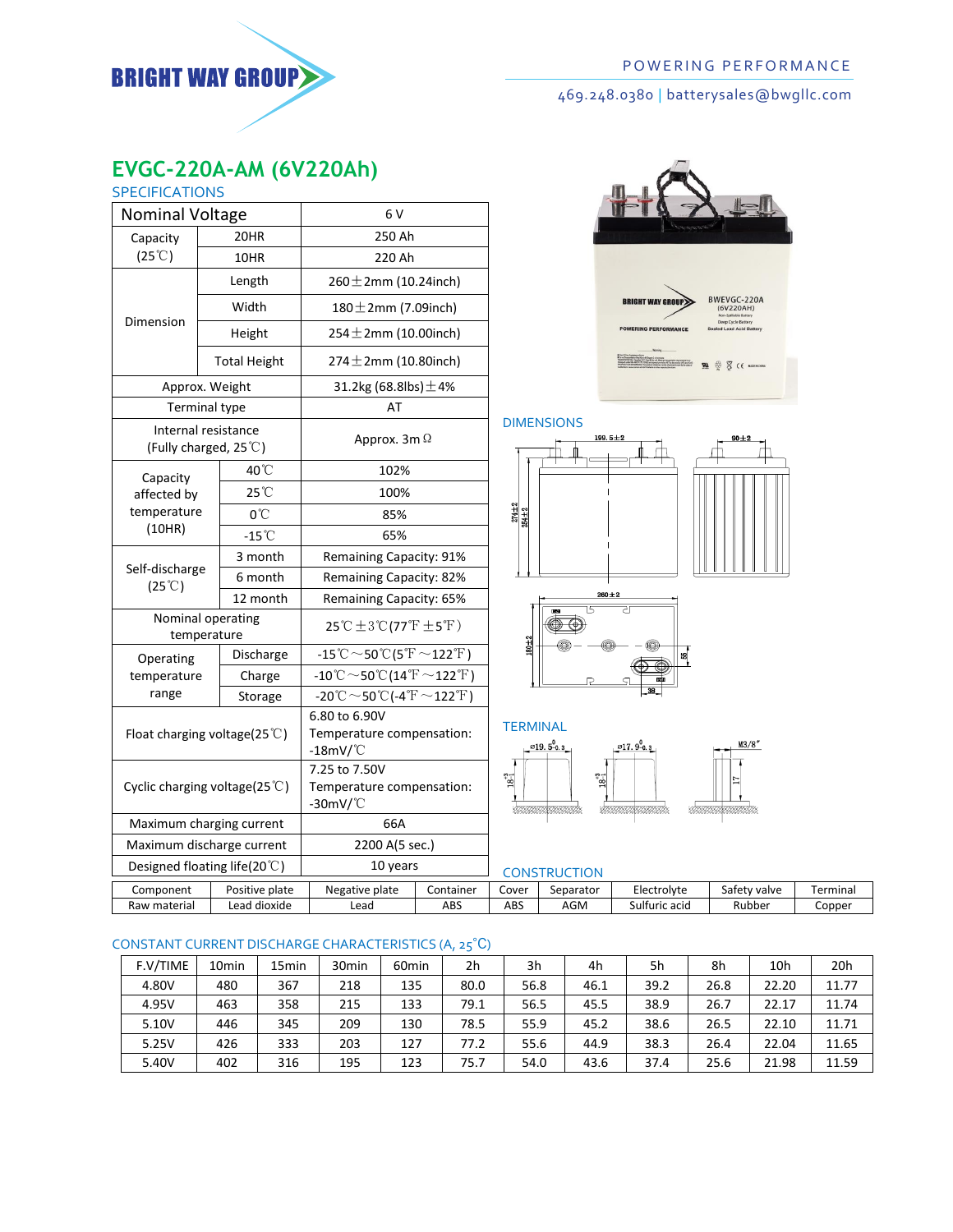POWERING PERFORMANCE

469.248.0380 | batterysales@bwgllc.com

# EVGC-220A-AM (6V220Ah)

## SPECIFICATIONS

| Nominal Voltage | | 6 V |
|---|---|---|
| Capacity (25℃) | 20HR | 250 Ah |
| | 10HR | 220 Ah |
| Dimension | Length | 260±2mm (10.24inch) |
| | Width | 180±2mm (7.09inch) |
| | Height | 254±2mm (10.00inch) |
| | Total Height | 274±2mm (10.80inch) |
| Approx. Weight | | 31.2kg (68.8lbs)±4% |
| Terminal type | | AT |
| Internal resistance (Fully charged, 25℃) | | Approx. 3m Ω |
| Capacity affected by temperature (10HR) | 40℃ | 102% |
| | 25℃ | 100% |
| | 0℃ | 85% |
| | -15℃ | 65% |
| Self-discharge (25℃) | 3 month | Remaining Capacity: 91% |
| | 6 month | Remaining Capacity: 82% |
| | 12 month | Remaining Capacity: 65% |
| Nominal operating temperature | | 25℃±3℃(77℉±5℉) |
| Operating temperature range | Discharge | -15℃~50℃(5℉~122℉) |
| | Charge | -10℃~50℃(14℉~122℉) |
| | Storage | -20℃~50℃(-4℉~122℉) |
| Float charging voltage(25℃) | | 6.80 to 6.90V Temperature compensation: -18mV/℃ |
| Cyclic charging voltage(25℃) | | 7.25 to 7.50V Temperature compensation: -30mV/℃ |
| Maximum charging current | | 66A |
| Maximum discharge current | | 2200 A(5 sec.) |
| Designed floating life(20℃) | | 10 years |

## DIMENSIONS

## TERMINAL

## CONSTRUCTION

| Component | Positive plate | Negative plate | Container | Cover | Separator | Electrolyte | Safety valve | Terminal |
|---|---|---|---|---|---|---|---|---|
| Raw material | Lead dioxide | Lead | ABS | ABS | AGM | Sulfuric acid | Rubber | Copper |

## CONSTANT CURRENT DISCHARGE CHARACTERISTICS (A, 25°C)

| F.V/TIME | 10min | 15min | 30min | 60min | 2h | 3h | 4h | 5h | 8h | 10h | 20h |
|---|---|---|---|---|---|---|---|---|---|---|---|
| 4.80V | 480 | 367 | 218 | 135 | 80.0 | 56.8 | 46.1 | 39.2 | 26.8 | 22.20 | 11.77 |
| 4.95V | 463 | 358 | 215 | 133 | 79.1 | 56.5 | 45.5 | 38.9 | 26.7 | 22.17 | 11.74 |
| 5.10V | 446 | 345 | 209 | 130 | 78.5 | 55.9 | 45.2 | 38.6 | 26.5 | 22.10 | 11.71 |
| 5.25V | 426 | 333 | 203 | 127 | 77.2 | 55.6 | 44.9 | 38.3 | 26.4 | 22.04 | 11.65 |
| 5.40V | 402 | 316 | 195 | 123 | 75.7 | 54.0 | 43.6 | 37.4 | 25.6 | 21.98 | 11.59 |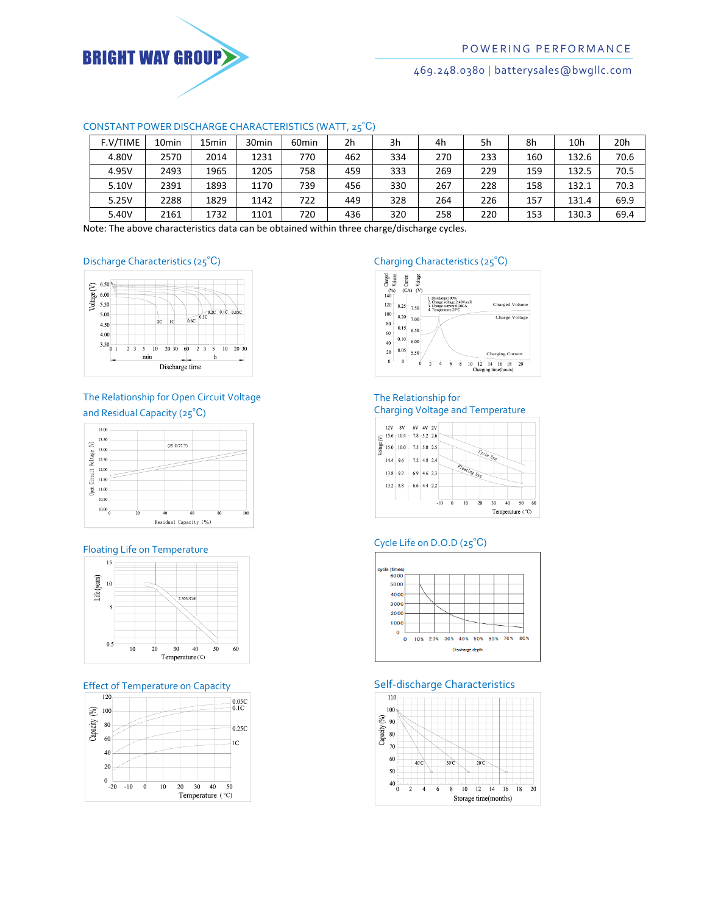## CONSTANT POWER DISCHARGE CHARACTERISTICS (WATT, 25°C)

| F.V/TIME | 10min | 15min | 30min | 60min | 2h | 3h | 4h | 5h | 8h | 10h | 20h |
|---|---|---|---|---|---|---|---|---|---|---|---|
| 4.80V | 2570 | 2014 | 1231 | 770 | 462 | 334 | 270 | 233 | 160 | 132.6 | 70.6 |
| 4.95V | 2493 | 1965 | 1205 | 758 | 459 | 333 | 269 | 229 | 159 | 132.5 | 70.5 |
| 5.10V | 2391 | 1893 | 1170 | 739 | 456 | 330 | 267 | 228 | 158 | 132.1 | 70.3 |
| 5.25V | 2288 | 1829 | 1142 | 722 | 449 | 328 | 264 | 226 | 157 | 131.4 | 69.9 |
| 5.40V | 2161 | 1732 | 1101 | 720 | 436 | 320 | 258 | 220 | 153 | 130.3 | 69.4 |

Note: The above characteristics data can be obtained within three charge/discharge cycles.

### Discharge Characteristics (25°C)

Voltage (V)
6.50
6.00
5.50
5.00
4.50
4.00
3.50
2C 1C 0.6C 0.3C 0.2C 0.1C 0.05C
0 1 2 3 5 10 20 30 60 2 3 5 10 20 30
min h
Discharge time

### Charging Characteristics (25°C)

Charged Volume (%) Current (CA) Voltage (V)
140
120 0.25 7.50
100 0.20 7.00
80 0.15 6.50
60 0.10 6.00
40 0.05 5.50
20
0 0
1. Discharge 100%
2. Charge voltage 2.40V/cell
3. Charge current 0.20CA
4. Temperature 25°C
Charged Volume
Charge Voltage
Charging Current
0 2 4 6 8 10 12 14 16 18 20
Charging time(hours)

### The Relationship for Open Circuit Voltage and Residual Capacity (25°C)

Open Circuit Voltage (V)
14.00
13.50
13.00
12.50
12.00
11.50
11.00
10.50
10.00
(25°C/77°F)
0 20 40 60 80 100
Residual Capacity (%)

### The Relationship for Charging Voltage and Temperature

Voltage (V)
12V 8V 6V 4V 2V
15.6 10.4 7.8 5.2 2.6
15.0 10.0 7.5 5.0 2.5
14.4 9.6 7.2 4.8 2.4
13.8 9.2 6.9 4.6 2.3
13.2 8.8 6.6 4.4 2.2
Cycle Use
Floating Use
-10 0 10 20 30 40 50 60
Temperature (°C)

### Floating Life on Temperature

Life (years)
15
10
5
0.5
2.30V/Cell
10 20 30 40 50 60
Temperature (°C)

### Cycle Life on D.O.D (25°C)

cycle (times)
6000
5000
4000
3000
2000
1000
0
0 10% 20% 30% 40% 50% 60% 70% 80%
Discharge depth

### Effect of Temperature on Capacity

Capacity (%)
120
100
80
60
40
20
0
0.05C
0.1C
0.25C
1C
-20 -10 0 10 20 30 40 50
Temperature (°C)

### Self-discharge Characteristics

Capacity (%)
110
100
90
80
70
60
50
40
40°C 30°C 20°C
0 2 4 6 8 10 12 14 16 18 20
Storage time(months)